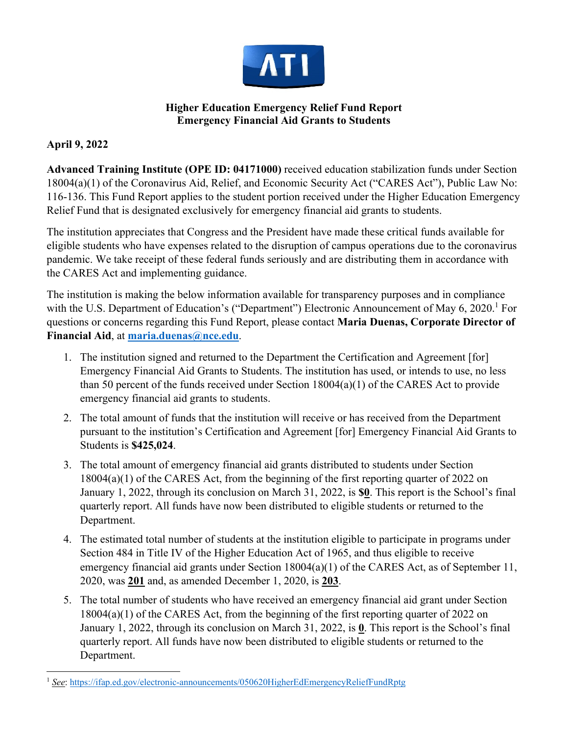**Higher Education Emergency Relief Fund Report**
**Emergency Financial Aid Grants to Students**

**April 9, 2022**

**Advanced Training Institute (OPE ID: 04171000)** received education stabilization funds under Section 18004(a)(1) of the Coronavirus Aid, Relief, and Economic Security Act ("CARES Act"), Public Law No: 116-136. This Fund Report applies to the student portion received under the Higher Education Emergency Relief Fund that is designated exclusively for emergency financial aid grants to students.

The institution appreciates that Congress and the President have made these critical funds available for eligible students who have expenses related to the disruption of campus operations due to the coronavirus pandemic. We take receipt of these federal funds seriously and are distributing them in accordance with the CARES Act and implementing guidance.

The institution is making the below information available for transparency purposes and in compliance with the U.S. Department of Education's ("Department") Electronic Announcement of May 6, 2020.[1] For questions or concerns regarding this Fund Report, please contact **Maria Duenas, Corporate Director of Financial Aid**, at **maria.duenas@nce.edu**.

1. The institution signed and returned to the Department the Certification and Agreement [for] Emergency Financial Aid Grants to Students. The institution has used, or intends to use, no less than 50 percent of the funds received under Section 18004(a)(1) of the CARES Act to provide emergency financial aid grants to students.
2. The total amount of funds that the institution will receive or has received from the Department pursuant to the institution's Certification and Agreement [for] Emergency Financial Aid Grants to Students is **$425,024**.
3. The total amount of emergency financial aid grants distributed to students under Section 18004(a)(1) of the CARES Act, from the beginning of the first reporting quarter of 2022 on January 1, 2022, through its conclusion on March 31, 2022, is **$0**. This report is the School's final quarterly report. All funds have now been distributed to eligible students or returned to the Department.
4. The estimated total number of students at the institution eligible to participate in programs under Section 484 in Title IV of the Higher Education Act of 1965, and thus eligible to receive emergency financial aid grants under Section 18004(a)(1) of the CARES Act, as of September 11, 2020, was **201** and, as amended December 1, 2020, is **203**.
5. The total number of students who have received an emergency financial aid grant under Section 18004(a)(1) of the CARES Act, from the beginning of the first reporting quarter of 2022 on January 1, 2022, through its conclusion on March 31, 2022, is **0**. This report is the School's final quarterly report. All funds have now been distributed to eligible students or returned to the Department.

[1] *See*: https://ifap.ed.gov/electronic-announcements/050620HigherEdEmergencyReliefFundRptg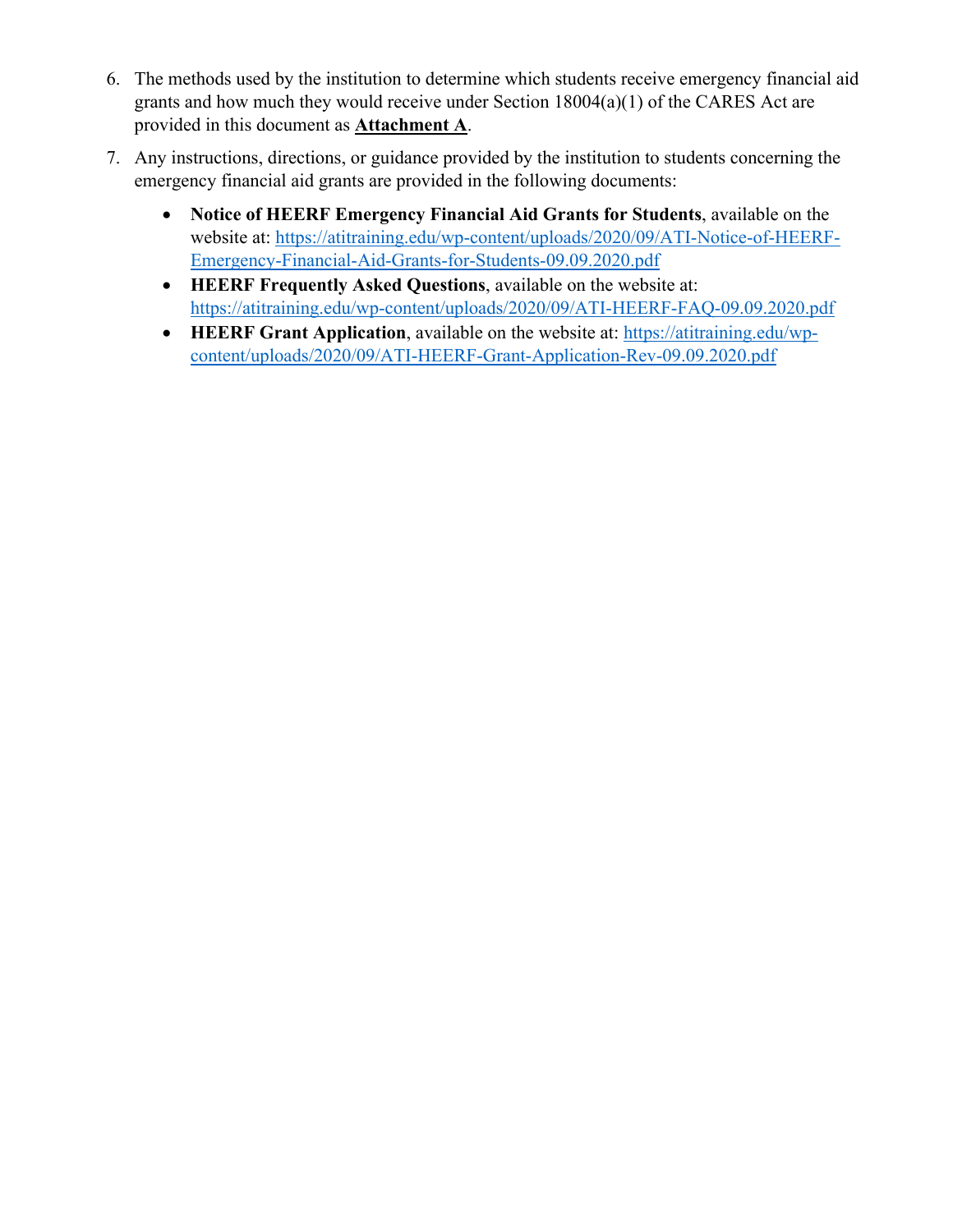6. The methods used by the institution to determine which students receive emergency financial aid grants and how much they would receive under Section 18004(a)(1) of the CARES Act are provided in this document as **Attachment A**.

7. Any instructions, directions, or guidance provided by the institution to students concerning the emergency financial aid grants are provided in the following documents:

   - **Notice of HEERF Emergency Financial Aid Grants for Students**, available on the website at: https://atitraining.edu/wp-content/uploads/2020/09/ATI-Notice-of-HEERF-Emergency-Financial-Aid-Grants-for-Students-09.09.2020.pdf
   - **HEERF Frequently Asked Questions**, available on the website at: https://atitraining.edu/wp-content/uploads/2020/09/ATI-HEERF-FAQ-09.09.2020.pdf
   - **HEERF Grant Application**, available on the website at: https://atitraining.edu/wp-content/uploads/2020/09/ATI-HEERF-Grant-Application-Rev-09.09.2020.pdf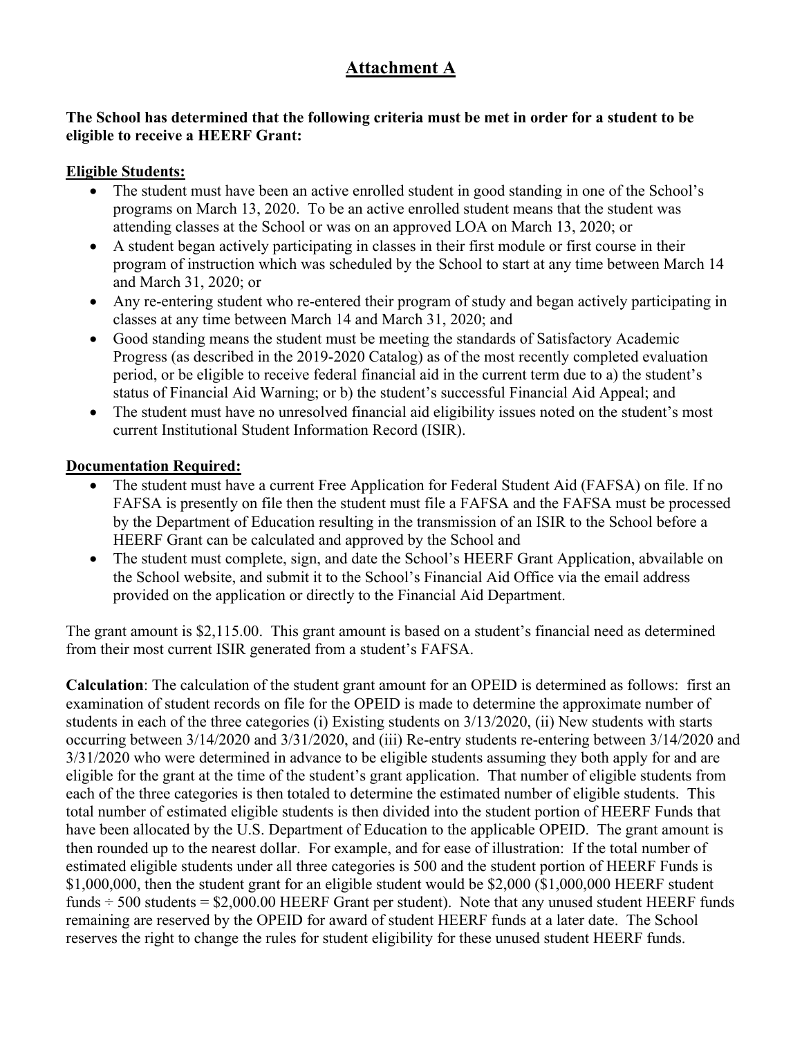# Attachment A

**The School has determined that the following criteria must be met in order for a student to be eligible to receive a HEERF Grant:**

**Eligible Students:**

- The student must have been an active enrolled student in good standing in one of the School's programs on March 13, 2020. To be an active enrolled student means that the student was attending classes at the School or was on an approved LOA on March 13, 2020; or
- A student began actively participating in classes in their first module or first course in their program of instruction which was scheduled by the School to start at any time between March 14 and March 31, 2020; or
- Any re-entering student who re-entered their program of study and began actively participating in classes at any time between March 14 and March 31, 2020; and
- Good standing means the student must be meeting the standards of Satisfactory Academic Progress (as described in the 2019-2020 Catalog) as of the most recently completed evaluation period, or be eligible to receive federal financial aid in the current term due to a) the student's status of Financial Aid Warning; or b) the student's successful Financial Aid Appeal; and
- The student must have no unresolved financial aid eligibility issues noted on the student's most current Institutional Student Information Record (ISIR).

**Documentation Required:**

- The student must have a current Free Application for Federal Student Aid (FAFSA) on file. If no FAFSA is presently on file then the student must file a FAFSA and the FAFSA must be processed by the Department of Education resulting in the transmission of an ISIR to the School before a HEERF Grant can be calculated and approved by the School and
- The student must complete, sign, and date the School's HEERF Grant Application, abvailable on the School website, and submit it to the School's Financial Aid Office via the email address provided on the application or directly to the Financial Aid Department.

The grant amount is $2,115.00. This grant amount is based on a student's financial need as determined from their most current ISIR generated from a student's FAFSA.

**Calculation**: The calculation of the student grant amount for an OPEID is determined as follows: first an examination of student records on file for the OPEID is made to determine the approximate number of students in each of the three categories (i) Existing students on 3/13/2020, (ii) New students with starts occurring between 3/14/2020 and 3/31/2020, and (iii) Re-entry students re-entering between 3/14/2020 and 3/31/2020 who were determined in advance to be eligible students assuming they both apply for and are eligible for the grant at the time of the student's grant application. That number of eligible students from each of the three categories is then totaled to determine the estimated number of eligible students. This total number of estimated eligible students is then divided into the student portion of HEERF Funds that have been allocated by the U.S. Department of Education to the applicable OPEID. The grant amount is then rounded up to the nearest dollar. For example, and for ease of illustration: If the total number of estimated eligible students under all three categories is 500 and the student portion of HEERF Funds is $1,000,000, then the student grant for an eligible student would be $2,000 ($1,000,000 HEERF student funds ÷ 500 students = $2,000.00 HEERF Grant per student). Note that any unused student HEERF funds remaining are reserved by the OPEID for award of student HEERF funds at a later date. The School reserves the right to change the rules for student eligibility for these unused student HEERF funds.